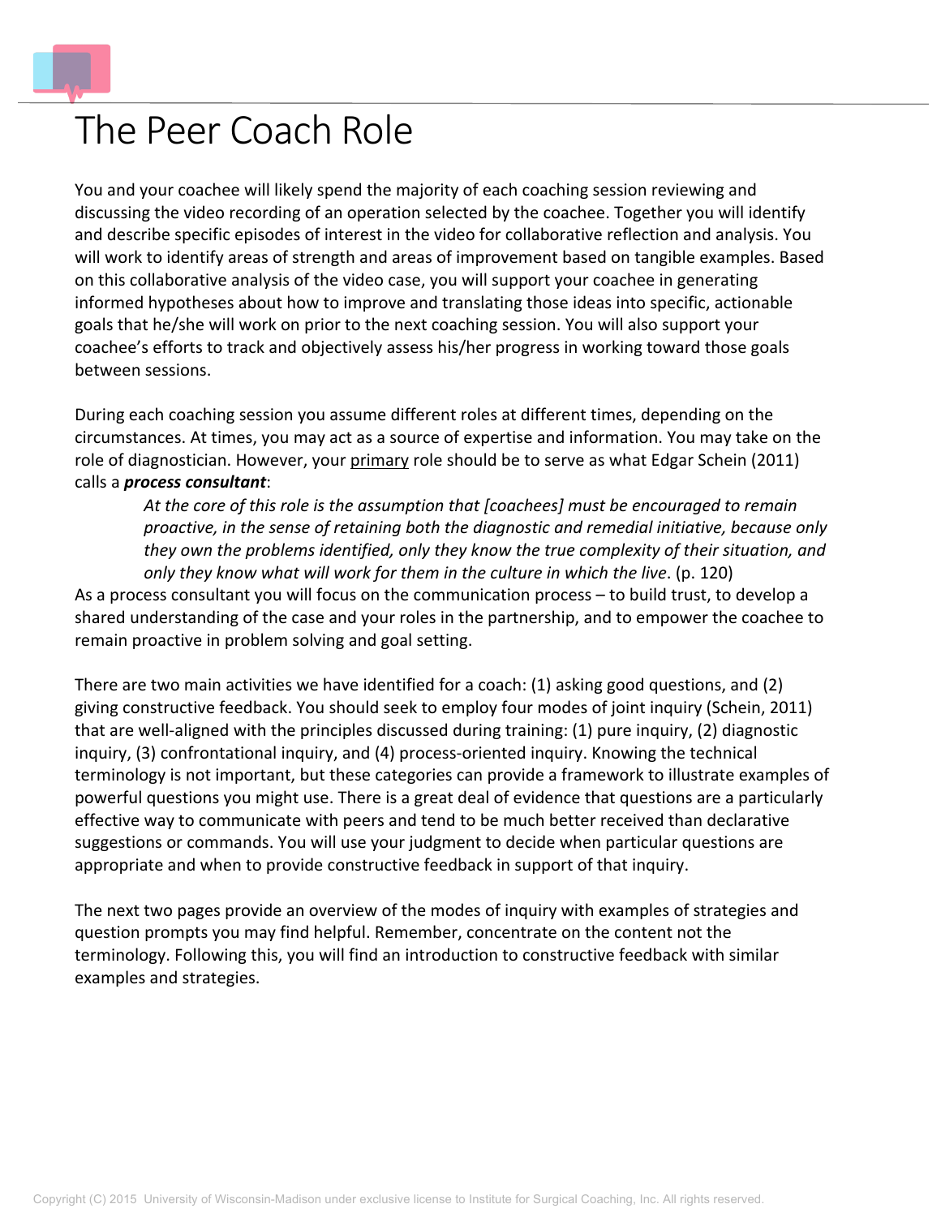# The Peer Coach Role

You and your coachee will likely spend the majority of each coaching session reviewing and discussing the video recording of an operation selected by the coachee. Together you will identify and describe specific episodes of interest in the video for collaborative reflection and analysis. You will work to identify areas of strength and areas of improvement based on tangible examples. Based on this collaborative analysis of the video case, you will support your coachee in generating informed hypotheses about how to improve and translating those ideas into specific, actionable goals that he/she will work on prior to the next coaching session. You will also support your coachee's efforts to track and objectively assess his/her progress in working toward those goals between sessions.

During each coaching session you assume different roles at different times, depending on the circumstances. At times, you may act as a source of expertise and information. You may take on the role of diagnostician. However, your primary role should be to serve as what Edgar Schein (2011) calls a ***process consultant***:

> *At the core of this role is the assumption that [coachees] must be encouraged to remain proactive, in the sense of retaining both the diagnostic and remedial initiative, because only they own the problems identified, only they know the true complexity of their situation, and only they know what will work for them in the culture in which the live*. (p. 120)

As a process consultant you will focus on the communication process – to build trust, to develop a shared understanding of the case and your roles in the partnership, and to empower the coachee to remain proactive in problem solving and goal setting.

There are two main activities we have identified for a coach: (1) asking good questions, and (2) giving constructive feedback. You should seek to employ four modes of joint inquiry (Schein, 2011) that are well-aligned with the principles discussed during training: (1) pure inquiry, (2) diagnostic inquiry, (3) confrontational inquiry, and (4) process-oriented inquiry. Knowing the technical terminology is not important, but these categories can provide a framework to illustrate examples of powerful questions you might use. There is a great deal of evidence that questions are a particularly effective way to communicate with peers and tend to be much better received than declarative suggestions or commands. You will use your judgment to decide when particular questions are appropriate and when to provide constructive feedback in support of that inquiry.

The next two pages provide an overview of the modes of inquiry with examples of strategies and question prompts you may find helpful. Remember, concentrate on the content not the terminology. Following this, you will find an introduction to constructive feedback with similar examples and strategies.

Copyright (C) 2015 University of Wisconsin-Madison under exclusive license to Institute for Surgical Coaching, Inc. All rights reserved.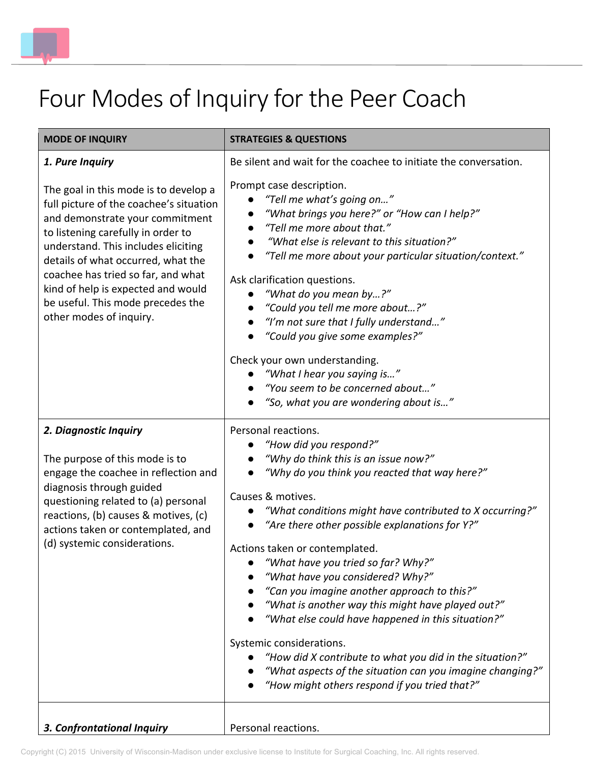# Four Modes of Inquiry for the Peer Coach

| MODE OF INQUIRY | STRATEGIES & QUESTIONS |
| --- | --- |
| ***1. Pure Inquiry***<br><br>The goal in this mode is to develop a full picture of the coachee's situation and demonstrate your commitment to listening carefully in order to understand. This includes eliciting details of what occurred, what the coachee has tried so far, and what kind of help is expected and would be useful. This mode precedes the other modes of inquiry. | Be silent and wait for the coachee to initiate the conversation.<br><br>Prompt case description.<br>● *"Tell me what's going on…"*<br>● *"What brings you here?" or "How can I help?"*<br>● *"Tell me more about that."*<br>● *"What else is relevant to this situation?"*<br>● *"Tell me more about your particular situation/context."*<br><br>Ask clarification questions.<br>● *"What do you mean by…?"*<br>● *"Could you tell me more about…?"*<br>● *"I'm not sure that I fully understand…"*<br>● *"Could you give some examples?"*<br><br>Check your own understanding.<br>● *"What I hear you saying is…"*<br>● *"You seem to be concerned about…"*<br>● *"So, what you are wondering about is…"* |
| ***2. Diagnostic Inquiry***<br><br>The purpose of this mode is to engage the coachee in reflection and diagnosis through guided questioning related to (a) personal reactions, (b) causes & motives, (c) actions taken or contemplated, and (d) systemic considerations. | Personal reactions.<br>● *"How did you respond?"*<br>● *"Why do think this is an issue now?"*<br>● *"Why do you think you reacted that way here?"*<br><br>Causes & motives.<br>● *"What conditions might have contributed to X occurring?"*<br>● *"Are there other possible explanations for Y?"*<br><br>Actions taken or contemplated.<br>● *"What have you tried so far? Why?"*<br>● *"What have you considered? Why?"*<br>● *"Can you imagine another approach to this?"*<br>● *"What is another way this might have played out?"*<br>● *"What else could have happened in this situation?"*<br><br>Systemic considerations.<br>● *"How did X contribute to what you did in the situation?"*<br>● *"What aspects of the situation can you imagine changing?"*<br>● *"How might others respond if you tried that?"* |
| ***3. Confrontational Inquiry*** | Personal reactions. |

Copyright (C) 2015 University of Wisconsin-Madison under exclusive license to Institute for Surgical Coaching, Inc. All rights reserved.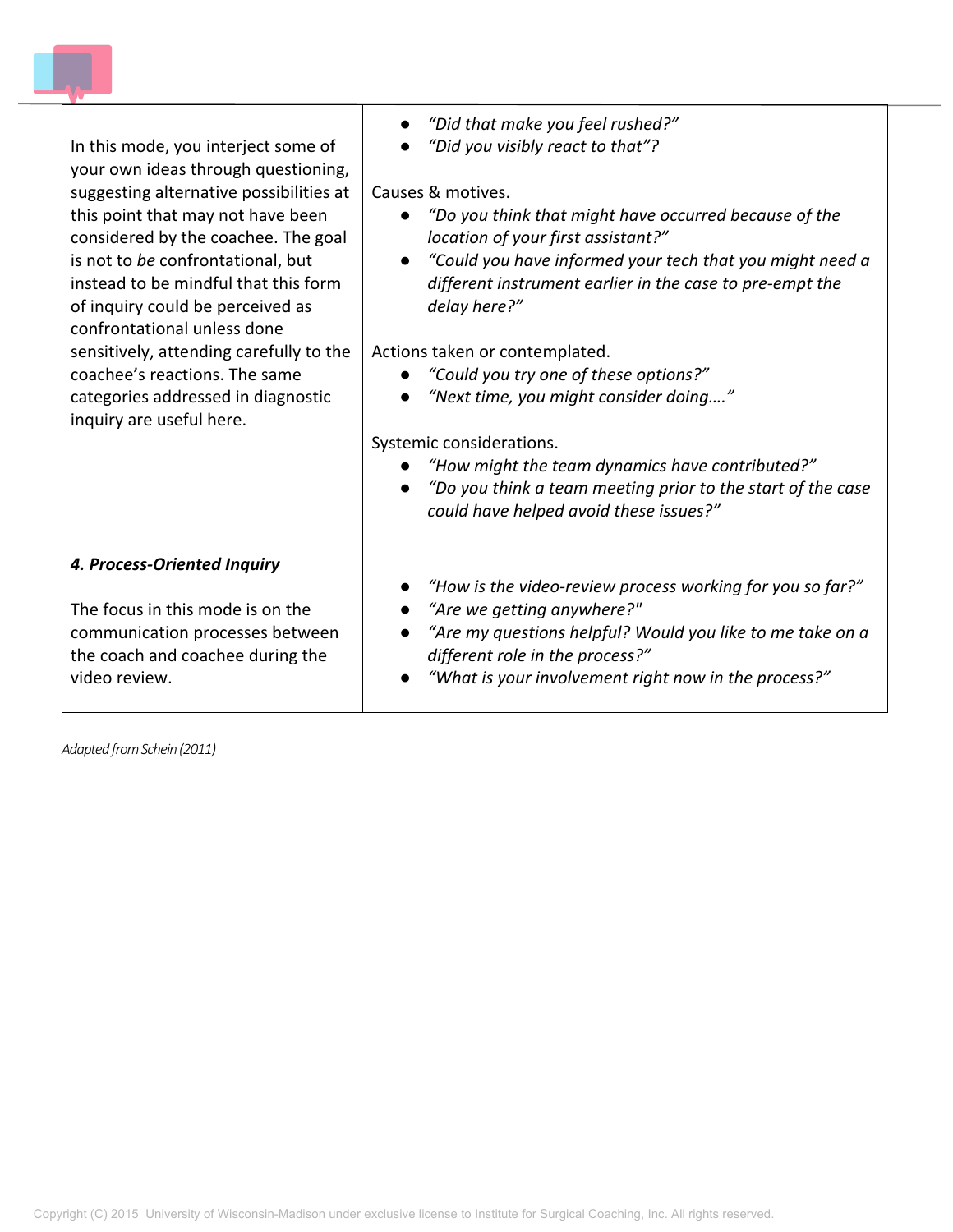| | |
|---|---|
| In this mode, you interject some of your own ideas through questioning, suggesting alternative possibilities at this point that may not have been considered by the coachee. The goal is not to *be* confrontational, but instead to be mindful that this form of inquiry could be perceived as confrontational unless done sensitively, attending carefully to the coachee's reactions. The same categories addressed in diagnostic inquiry are useful here. | • *"Did that make you feel rushed?"*<br>• *"Did you visibly react to that"?*<br><br>Causes & motives.<br>• *"Do you think that might have occurred because of the location of your first assistant?"*<br>• *"Could you have informed your tech that you might need a different instrument earlier in the case to pre-empt the delay here?"*<br><br>Actions taken or contemplated.<br>• *"Could you try one of these options?"*<br>• *"Next time, you might consider doing…."*<br><br>Systemic considerations.<br>• *"How might the team dynamics have contributed?"*<br>• *"Do you think a team meeting prior to the start of the case could have helped avoid these issues?"* |
| ***4. Process-Oriented Inquiry***<br><br>The focus in this mode is on the communication processes between the coach and coachee during the video review. | • *"How is the video-review process working for you so far?"*<br>• *"Are we getting anywhere?"*<br>• *"Are my questions helpful? Would you like to me take on a different role in the process?"*<br>• *"What is your involvement right now in the process?"* |

*Adapted from Schein (2011)*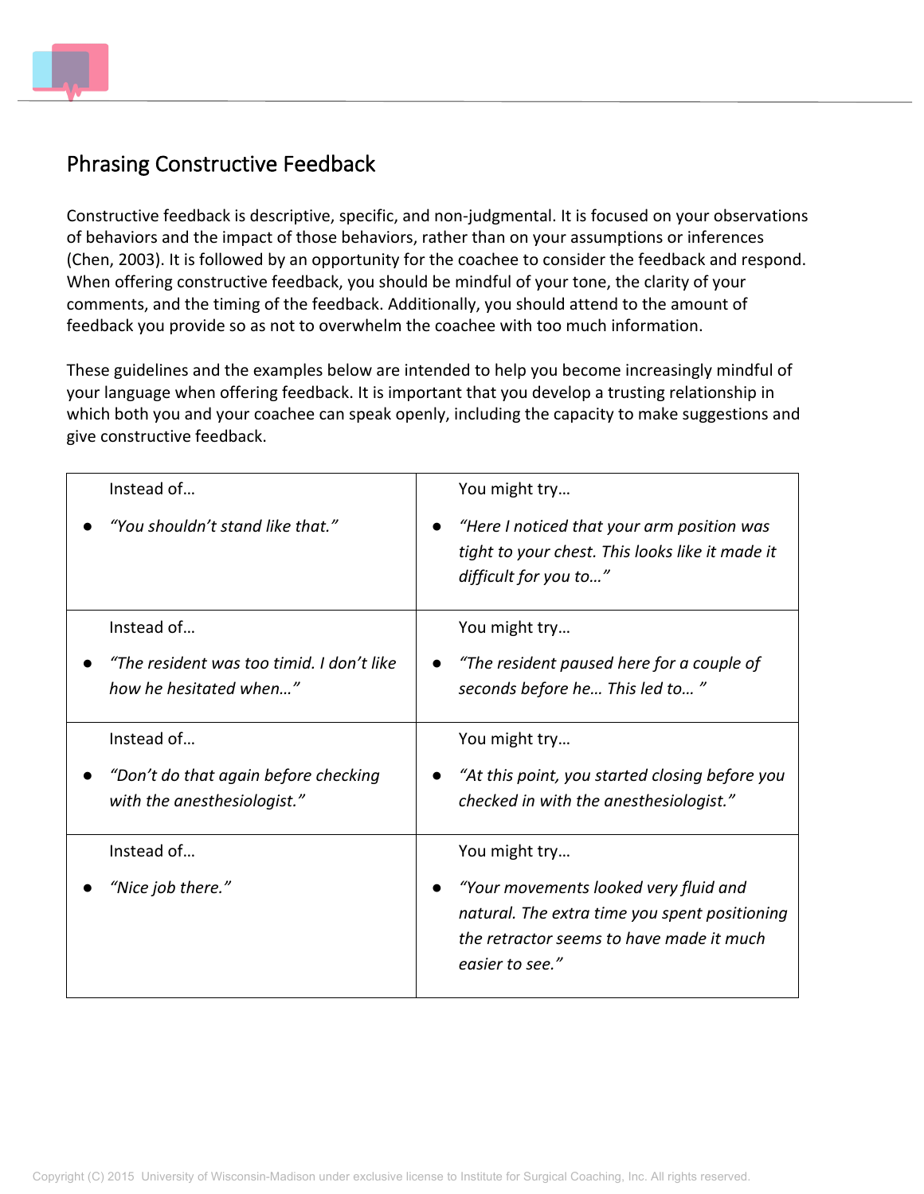## Phrasing Constructive Feedback

Constructive feedback is descriptive, specific, and non-judgmental. It is focused on your observations of behaviors and the impact of those behaviors, rather than on your assumptions or inferences (Chen, 2003). It is followed by an opportunity for the coachee to consider the feedback and respond. When offering constructive feedback, you should be mindful of your tone, the clarity of your comments, and the timing of the feedback. Additionally, you should attend to the amount of feedback you provide so as not to overwhelm the coachee with too much information.

These guidelines and the examples below are intended to help you become increasingly mindful of your language when offering feedback. It is important that you develop a trusting relationship in which both you and your coachee can speak openly, including the capacity to make suggestions and give constructive feedback.

| | |
|---|---|
| Instead of… <br> ● *"You shouldn't stand like that."* | You might try… <br> ● *"Here I noticed that your arm position was tight to your chest. This looks like it made it difficult for you to…"* |
| Instead of… <br> ● *"The resident was too timid. I don't like how he hesitated when…"* | You might try… <br> ● *"The resident paused here for a couple of seconds before he… This led to… "* |
| Instead of… <br> ● *"Don't do that again before checking with the anesthesiologist."* | You might try… <br> ● *"At this point, you started closing before you checked in with the anesthesiologist."* |
| Instead of… <br> ● *"Nice job there."* | You might try… <br> ● *"Your movements looked very fluid and natural. The extra time you spent positioning the retractor seems to have made it much easier to see."* |

Copyright (C) 2015 University of Wisconsin-Madison under exclusive license to Institute for Surgical Coaching, Inc. All rights reserved.